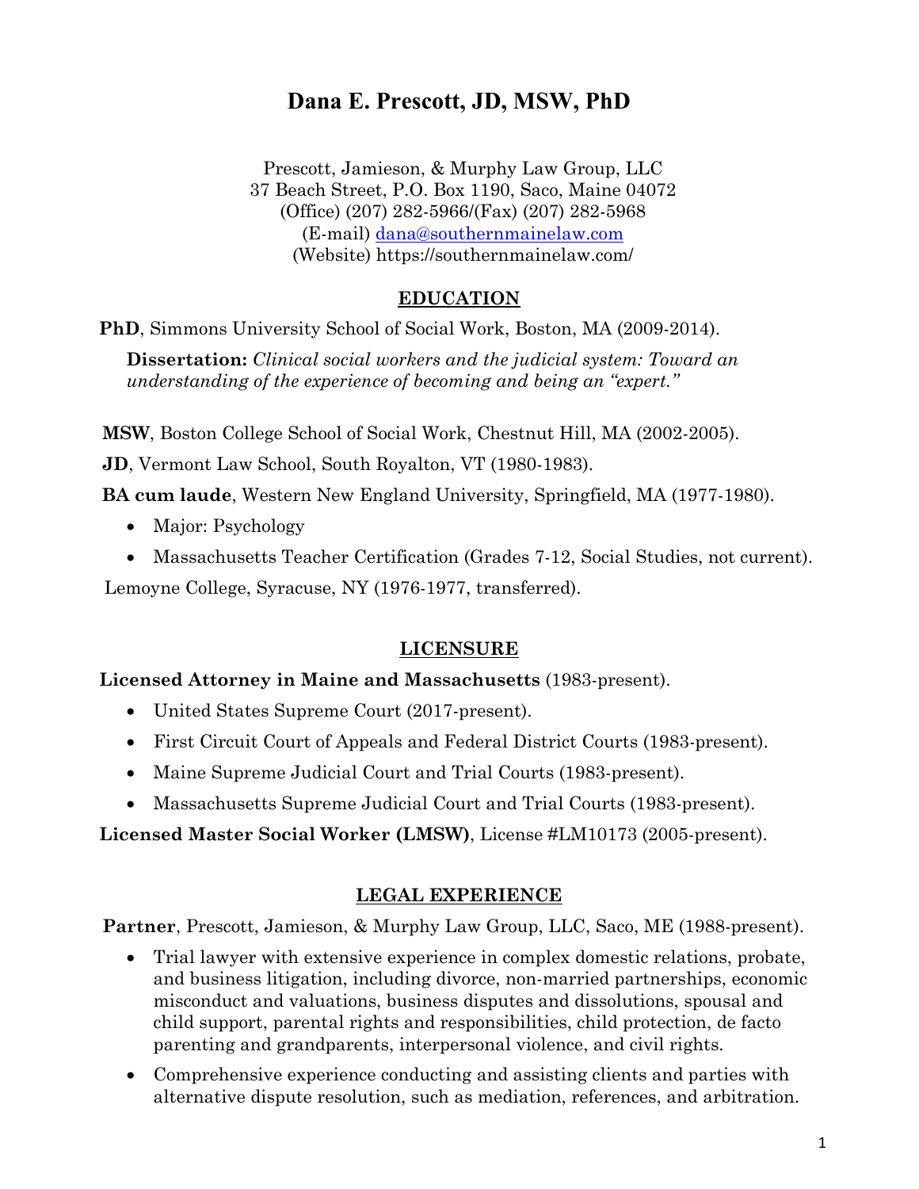# Dana E. Prescott, JD, MSW, PhD

Prescott, Jamieson, & Murphy Law Group, LLC
37 Beach Street, P.O. Box 1190, Saco, Maine 04072
(Office) (207) 282-5966/(Fax) (207) 282-5968
(E-mail) dana@southernmainelaw.com
(Website) https://southernmainelaw.com/

## EDUCATION

**PhD**, Simmons University School of Social Work, Boston, MA (2009-2014).

**Dissertation:** *Clinical social workers and the judicial system: Toward an understanding of the experience of becoming and being an "expert."*

**MSW**, Boston College School of Social Work, Chestnut Hill, MA (2002-2005).

**JD**, Vermont Law School, South Royalton, VT (1980-1983).

**BA cum laude**, Western New England University, Springfield, MA (1977-1980).

- Major: Psychology
- Massachusetts Teacher Certification (Grades 7-12, Social Studies, not current).

Lemoyne College, Syracuse, NY (1976-1977, transferred).

## LICENSURE

**Licensed Attorney in Maine and Massachusetts** (1983-present).

- United States Supreme Court (2017-present).
- First Circuit Court of Appeals and Federal District Courts (1983-present).
- Maine Supreme Judicial Court and Trial Courts (1983-present).
- Massachusetts Supreme Judicial Court and Trial Courts (1983-present).

**Licensed Master Social Worker (LMSW)**, License #LM10173 (2005-present).

## LEGAL EXPERIENCE

**Partner**, Prescott, Jamieson, & Murphy Law Group, LLC, Saco, ME (1988-present).

- Trial lawyer with extensive experience in complex domestic relations, probate, and business litigation, including divorce, non-married partnerships, economic misconduct and valuations, business disputes and dissolutions, spousal and child support, parental rights and responsibilities, child protection, de facto parenting and grandparents, interpersonal violence, and civil rights.
- Comprehensive experience conducting and assisting clients and parties with alternative dispute resolution, such as mediation, references, and arbitration.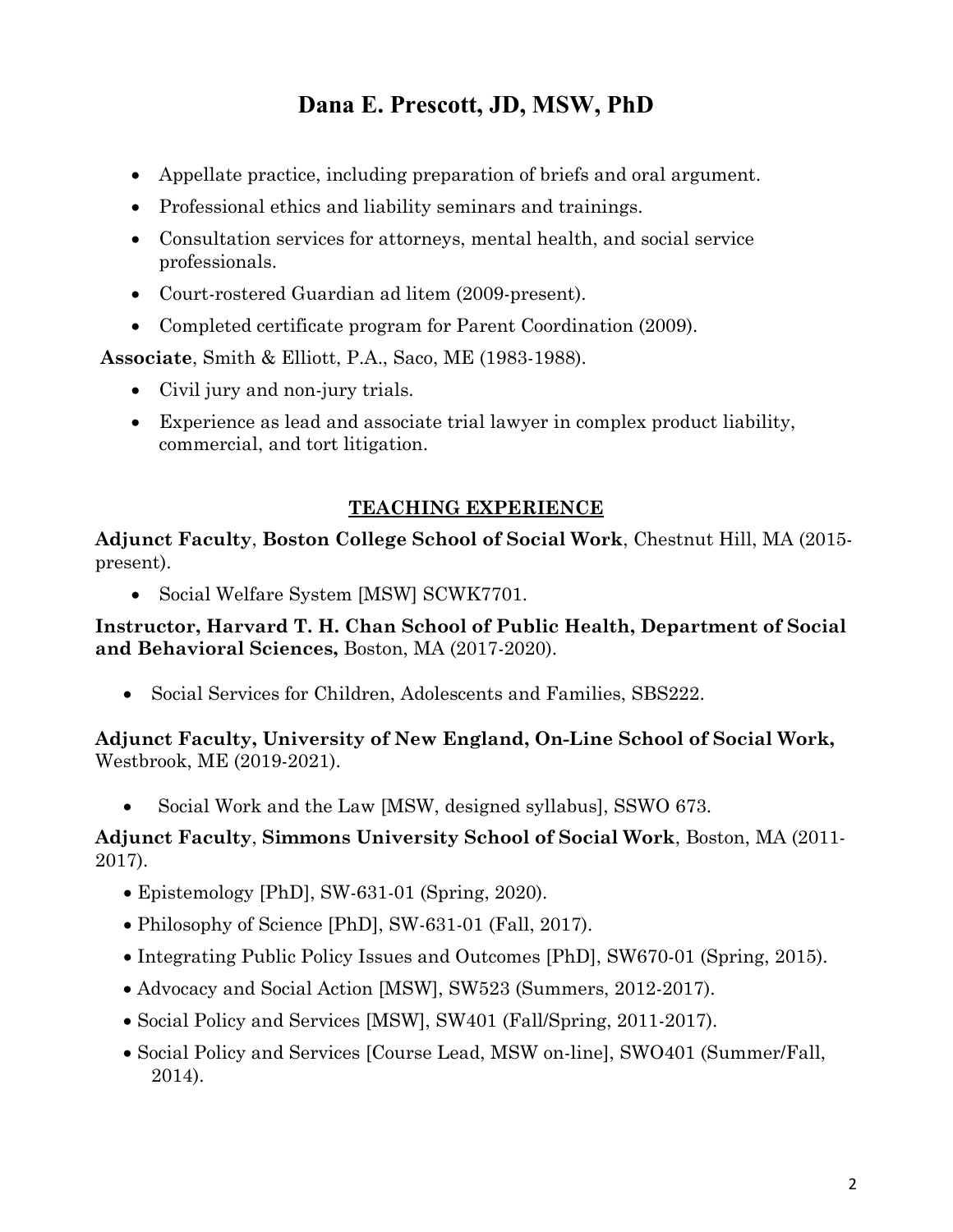# Dana E. Prescott, JD, MSW, PhD

- Appellate practice, including preparation of briefs and oral argument.
- Professional ethics and liability seminars and trainings.
- Consultation services for attorneys, mental health, and social service professionals.
- Court-rostered Guardian ad litem (2009-present).
- Completed certificate program for Parent Coordination (2009).

**Associate**, Smith & Elliott, P.A., Saco, ME (1983-1988).

- Civil jury and non-jury trials.
- Experience as lead and associate trial lawyer in complex product liability, commercial, and tort litigation.

## TEACHING EXPERIENCE

**Adjunct Faculty**, **Boston College School of Social Work**, Chestnut Hill, MA (2015-present).

- Social Welfare System [MSW] SCWK7701.

**Instructor, Harvard T. H. Chan School of Public Health, Department of Social and Behavioral Sciences,** Boston, MA (2017-2020).

- Social Services for Children, Adolescents and Families, SBS222.

**Adjunct Faculty, University of New England, On-Line School of Social Work,** Westbrook, ME (2019-2021).

- Social Work and the Law [MSW, designed syllabus], SSWO 673.

**Adjunct Faculty**, **Simmons University School of Social Work**, Boston, MA (2011-2017).

- Epistemology [PhD], SW-631-01 (Spring, 2020).
- Philosophy of Science [PhD], SW-631-01 (Fall, 2017).
- Integrating Public Policy Issues and Outcomes [PhD], SW670-01 (Spring, 2015).
- Advocacy and Social Action [MSW], SW523 (Summers, 2012-2017).
- Social Policy and Services [MSW], SW401 (Fall/Spring, 2011-2017).
- Social Policy and Services [Course Lead, MSW on-line], SWO401 (Summer/Fall, 2014).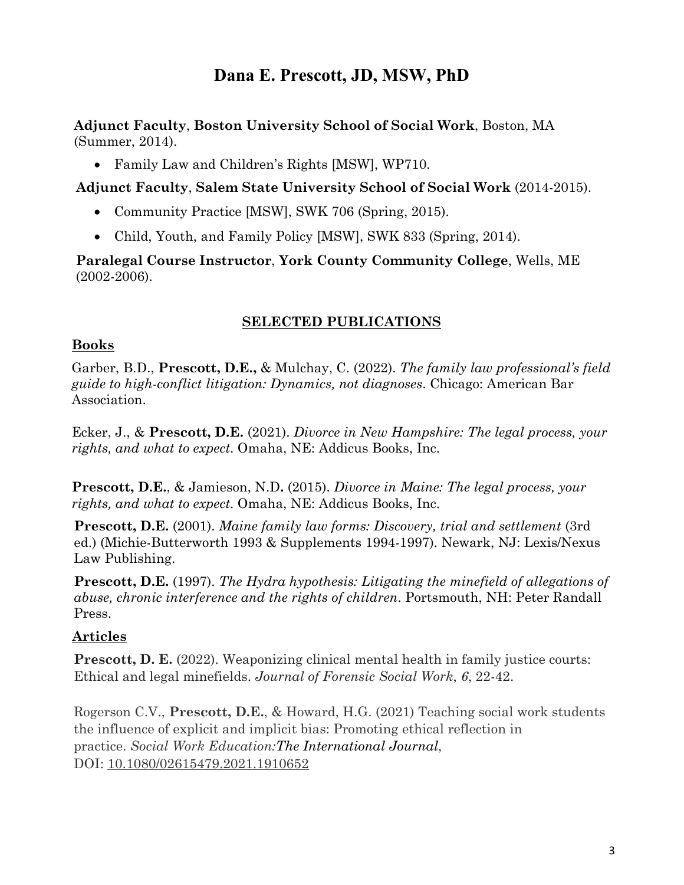# Dana E. Prescott, JD, MSW, PhD

**Adjunct Faculty**, **Boston University School of Social Work**, Boston, MA (Summer, 2014).

- Family Law and Children's Rights [MSW], WP710.

**Adjunct Faculty**, **Salem State University School of Social Work** (2014-2015).

- Community Practice [MSW], SWK 706 (Spring, 2015).
- Child, Youth, and Family Policy [MSW], SWK 833 (Spring, 2014).

**Paralegal Course Instructor**, **York County Community College**, Wells, ME (2002-2006).

## SELECTED PUBLICATIONS

### Books

Garber, B.D., **Prescott, D.E.,** & Mulchay, C. (2022). *The family law professional's field guide to high-conflict litigation: Dynamics, not diagnoses*. Chicago: American Bar Association.

Ecker, J., & **Prescott, D.E.** (2021). *Divorce in New Hampshire: The legal process, your rights, and what to expect*. Omaha, NE: Addicus Books, Inc.

**Prescott, D.E.**, & Jamieson, N.D**.** (2015). *Divorce in Maine: The legal process, your rights, and what to expect*. Omaha, NE: Addicus Books, Inc.

**Prescott, D.E.** (2001). *Maine family law forms: Discovery, trial and settlement* (3rd ed.) (Michie-Butterworth 1993 & Supplements 1994-1997). Newark, NJ: Lexis/Nexus Law Publishing.

**Prescott, D.E.** (1997). *The Hydra hypothesis: Litigating the minefield of allegations of abuse, chronic interference and the rights of children*. Portsmouth, NH: Peter Randall Press.

### Articles

**Prescott, D. E.** (2022). Weaponizing clinical mental health in family justice courts: Ethical and legal minefields. *Journal of Forensic Social Work*, *6*, 22-42.

Rogerson C.V., **Prescott, D.E.**, & Howard, H.G. (2021) Teaching social work students the influence of explicit and implicit bias: Promoting ethical reflection in practice. *Social Work Education:The International Journal*, DOI: 10.1080/02615479.2021.1910652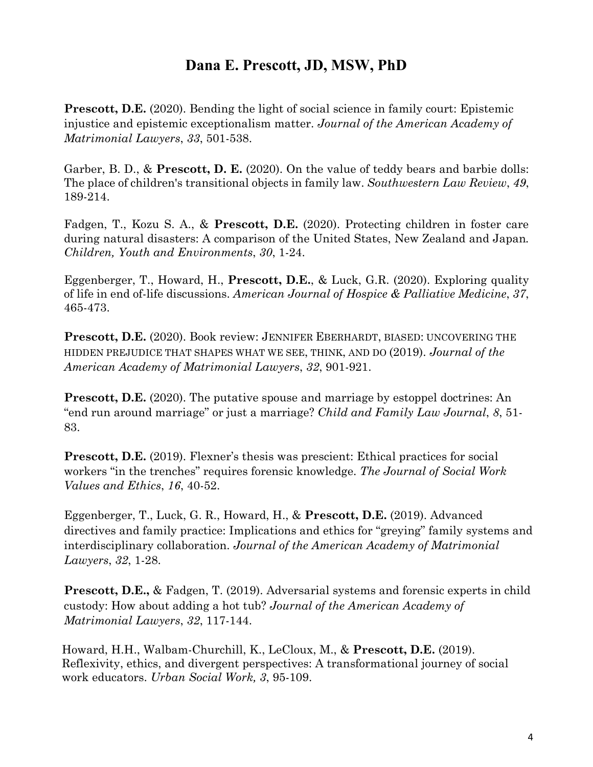## Dana E. Prescott, JD, MSW, PhD

**Prescott, D.E.** (2020). Bending the light of social science in family court: Epistemic injustice and epistemic exceptionalism matter. *Journal of the American Academy of Matrimonial Lawyers*, *33*, 501-538.

Garber, B. D., & **Prescott, D. E.** (2020). On the value of teddy bears and barbie dolls: The place of children's transitional objects in family law. *Southwestern Law Review*, *49*, 189-214.

Fadgen, T., Kozu S. A., & **Prescott, D.E.** (2020). Protecting children in foster care during natural disasters: A comparison of the United States, New Zealand and Japan. *Children, Youth and Environments*, *30*, 1-24.

Eggenberger, T., Howard, H., **Prescott, D.E.**, & Luck, G.R. (2020). Exploring quality of life in end of-life discussions. *American Journal of Hospice & Palliative Medicine*, *37*, 465-473.

**Prescott, D.E.** (2020). Book review: JENNIFER EBERHARDT, BIASED: UNCOVERING THE HIDDEN PREJUDICE THAT SHAPES WHAT WE SEE, THINK, AND DO (2019). *Journal of the American Academy of Matrimonial Lawyers*, *32*, 901-921.

**Prescott, D.E.** (2020). The putative spouse and marriage by estoppel doctrines: An "end run around marriage" or just a marriage? *Child and Family Law Journal*, *8*, 51-83.

**Prescott, D.E.** (2019). Flexner's thesis was prescient: Ethical practices for social workers "in the trenches" requires forensic knowledge. *The Journal of Social Work Values and Ethics*, *16*, 40-52.

Eggenberger, T., Luck, G. R., Howard, H., & **Prescott, D.E.** (2019). Advanced directives and family practice: Implications and ethics for "greying" family systems and interdisciplinary collaboration. *Journal of the American Academy of Matrimonial Lawyers*, *32*, 1-28.

**Prescott, D.E.,** & Fadgen, T. (2019). Adversarial systems and forensic experts in child custody: How about adding a hot tub? *Journal of the American Academy of Matrimonial Lawyers*, *32*, 117-144.

Howard, H.H., Walbam-Churchill, K., LeCloux, M., & **Prescott, D.E.** (2019). Reflexivity, ethics, and divergent perspectives: A transformational journey of social work educators. *Urban Social Work, 3*, 95-109.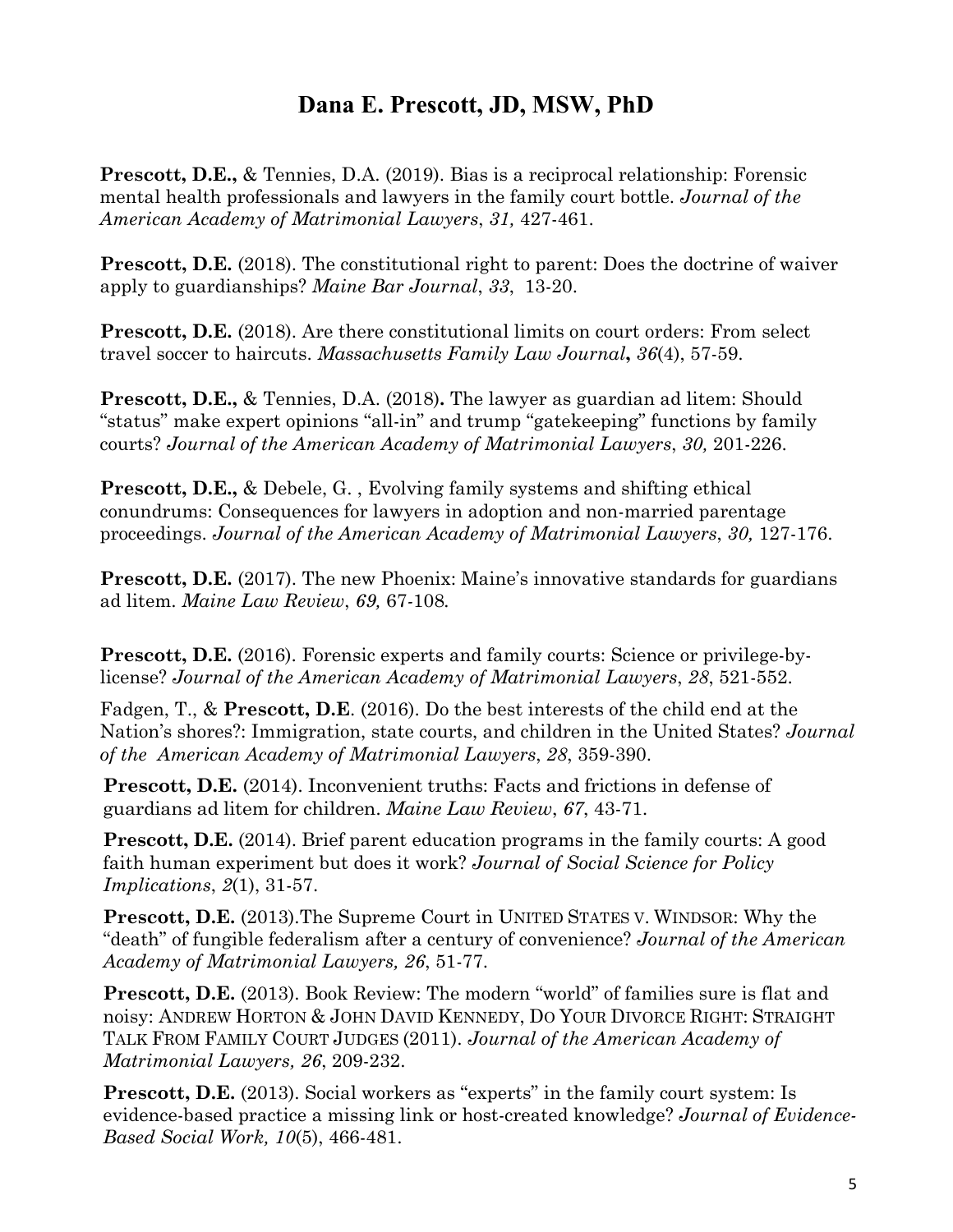## Dana E. Prescott, JD, MSW, PhD

**Prescott, D.E.,** & Tennies, D.A. (2019). Bias is a reciprocal relationship: Forensic mental health professionals and lawyers in the family court bottle. *Journal of the American Academy of Matrimonial Lawyers*, *31,* 427-461.

**Prescott, D.E.** (2018). The constitutional right to parent: Does the doctrine of waiver apply to guardianships? *Maine Bar Journal*, *33*, 13-20.

**Prescott, D.E.** (2018). Are there constitutional limits on court orders: From select travel soccer to haircuts. *Massachusetts Family Law Journal*, *36*(4), 57-59.

**Prescott, D.E.,** & Tennies, D.A. (2018**).** The lawyer as guardian ad litem: Should "status" make expert opinions "all-in" and trump "gatekeeping" functions by family courts? *Journal of the American Academy of Matrimonial Lawyers*, *30,* 201-226.

**Prescott, D.E.,** & Debele, G. , Evolving family systems and shifting ethical conundrums: Consequences for lawyers in adoption and non-married parentage proceedings. *Journal of the American Academy of Matrimonial Lawyers*, *30,* 127-176.

**Prescott, D.E.** (2017). The new Phoenix: Maine's innovative standards for guardians ad litem. *Maine Law Review*, *69,* 67-108.

**Prescott, D.E.** (2016). Forensic experts and family courts: Science or privilege-by-license? *Journal of the American Academy of Matrimonial Lawyers*, *28*, 521-552.

Fadgen, T., & **Prescott, D.E**. (2016). Do the best interests of the child end at the Nation's shores?: Immigration, state courts, and children in the United States? *Journal of the American Academy of Matrimonial Lawyers*, *28*, 359-390.

**Prescott, D.E.** (2014). Inconvenient truths: Facts and frictions in defense of guardians ad litem for children. *Maine Law Review*, *67*, 43-71.

**Prescott, D.E.** (2014). Brief parent education programs in the family courts: A good faith human experiment but does it work? *Journal of Social Science for Policy Implications*, *2*(1), 31-57.

**Prescott, D.E.** (2013).The Supreme Court in UNITED STATES V. WINDSOR: Why the "death" of fungible federalism after a century of convenience? *Journal of the American Academy of Matrimonial Lawyers, 26*, 51-77.

**Prescott, D.E.** (2013). Book Review: The modern "world" of families sure is flat and noisy: ANDREW HORTON & JOHN DAVID KENNEDY, DO YOUR DIVORCE RIGHT: STRAIGHT TALK FROM FAMILY COURT JUDGES (2011). *Journal of the American Academy of Matrimonial Lawyers, 26*, 209-232.

**Prescott, D.E.** (2013). Social workers as "experts" in the family court system: Is evidence-based practice a missing link or host-created knowledge? *Journal of Evidence-Based Social Work, 10*(5), 466-481.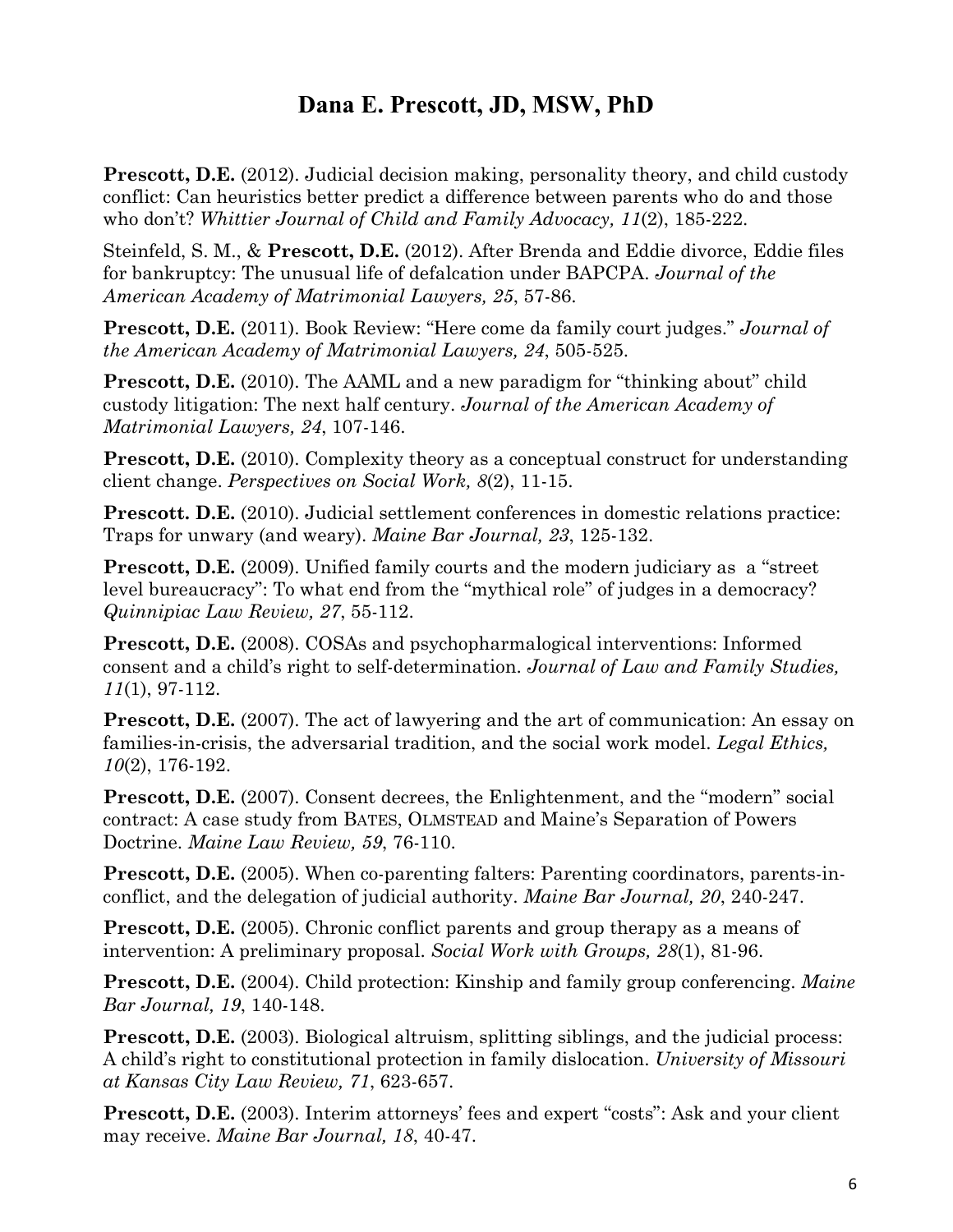## Dana E. Prescott, JD, MSW, PhD

**Prescott, D.E.** (2012). Judicial decision making, personality theory, and child custody conflict: Can heuristics better predict a difference between parents who do and those who don't? *Whittier Journal of Child and Family Advocacy, 11*(2), 185-222.

Steinfeld, S. M., & **Prescott, D.E.** (2012). After Brenda and Eddie divorce, Eddie files for bankruptcy: The unusual life of defalcation under BAPCPA. *Journal of the American Academy of Matrimonial Lawyers, 25*, 57-86.

**Prescott, D.E.** (2011). Book Review: "Here come da family court judges." *Journal of the American Academy of Matrimonial Lawyers, 24*, 505-525.

**Prescott, D.E.** (2010). The AAML and a new paradigm for "thinking about" child custody litigation: The next half century. *Journal of the American Academy of Matrimonial Lawyers, 24*, 107-146.

**Prescott, D.E.** (2010). Complexity theory as a conceptual construct for understanding client change. *Perspectives on Social Work, 8*(2), 11-15.

**Prescott. D.E.** (2010). Judicial settlement conferences in domestic relations practice: Traps for unwary (and weary). *Maine Bar Journal, 23*, 125-132.

**Prescott, D.E.** (2009). Unified family courts and the modern judiciary as a "street level bureaucracy": To what end from the "mythical role" of judges in a democracy? *Quinnipiac Law Review, 27*, 55-112.

**Prescott, D.E.** (2008). COSAs and psychopharmalogical interventions: Informed consent and a child's right to self-determination. *Journal of Law and Family Studies, 11*(1), 97-112.

**Prescott, D.E.** (2007). The act of lawyering and the art of communication: An essay on families-in-crisis, the adversarial tradition, and the social work model. *Legal Ethics, 10*(2), 176-192.

**Prescott, D.E.** (2007). Consent decrees, the Enlightenment, and the "modern" social contract: A case study from BATES, OLMSTEAD and Maine's Separation of Powers Doctrine. *Maine Law Review, 59*, 76-110.

**Prescott, D.E.** (2005). When co-parenting falters: Parenting coordinators, parents-in-conflict, and the delegation of judicial authority. *Maine Bar Journal, 20*, 240-247.

**Prescott, D.E.** (2005). Chronic conflict parents and group therapy as a means of intervention: A preliminary proposal. *Social Work with Groups, 28*(1), 81-96.

**Prescott, D.E.** (2004). Child protection: Kinship and family group conferencing. *Maine Bar Journal, 19*, 140-148.

**Prescott, D.E.** (2003). Biological altruism, splitting siblings, and the judicial process: A child's right to constitutional protection in family dislocation. *University of Missouri at Kansas City Law Review, 71*, 623-657.

**Prescott, D.E.** (2003). Interim attorneys' fees and expert "costs": Ask and your client may receive. *Maine Bar Journal, 18*, 40-47.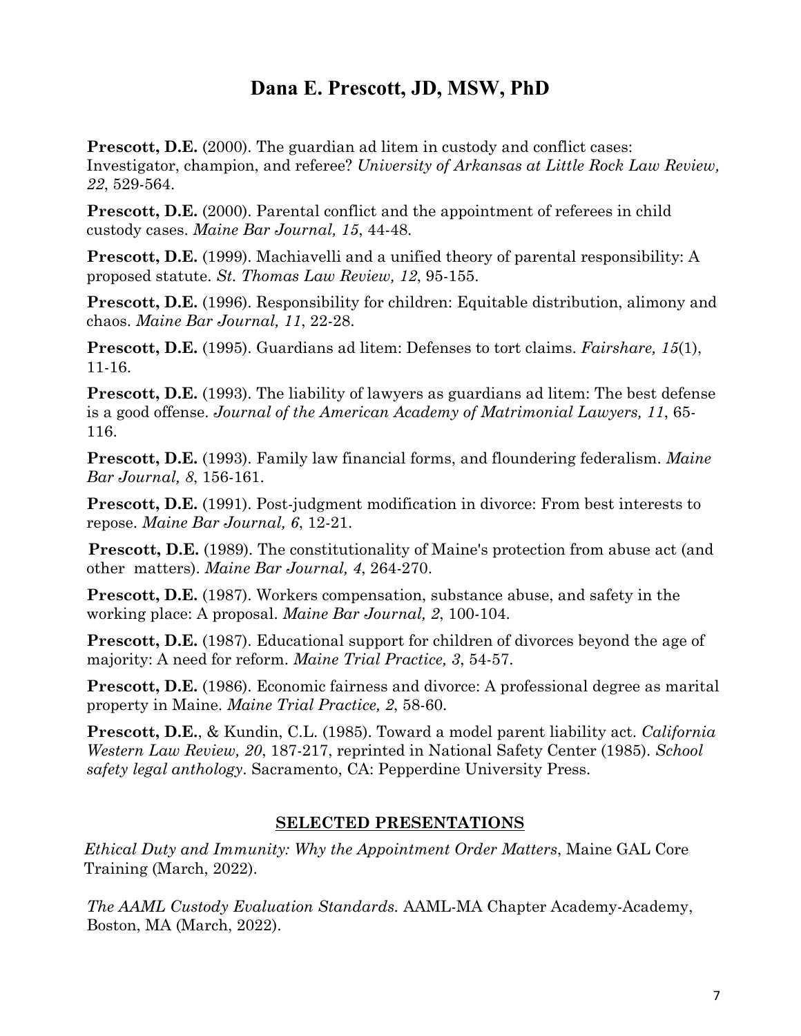# Dana E. Prescott, JD, MSW, PhD

**Prescott, D.E.** (2000). The guardian ad litem in custody and conflict cases: Investigator, champion, and referee? *University of Arkansas at Little Rock Law Review, 22*, 529-564.

**Prescott, D.E.** (2000). Parental conflict and the appointment of referees in child custody cases. *Maine Bar Journal, 15*, 44-48.

**Prescott, D.E.** (1999). Machiavelli and a unified theory of parental responsibility: A proposed statute. *St. Thomas Law Review, 12*, 95-155.

**Prescott, D.E.** (1996). Responsibility for children: Equitable distribution, alimony and chaos. *Maine Bar Journal, 11*, 22-28.

**Prescott, D.E.** (1995). Guardians ad litem: Defenses to tort claims. *Fairshare, 15*(1), 11-16.

**Prescott, D.E.** (1993). The liability of lawyers as guardians ad litem: The best defense is a good offense. *Journal of the American Academy of Matrimonial Lawyers, 11*, 65-116.

**Prescott, D.E.** (1993). Family law financial forms, and floundering federalism. *Maine Bar Journal, 8*, 156-161.

**Prescott, D.E.** (1991). Post-judgment modification in divorce: From best interests to repose. *Maine Bar Journal, 6*, 12-21.

**Prescott, D.E.** (1989). The constitutionality of Maine's protection from abuse act (and other matters). *Maine Bar Journal, 4*, 264-270.

**Prescott, D.E.** (1987). Workers compensation, substance abuse, and safety in the working place: A proposal. *Maine Bar Journal, 2*, 100-104.

**Prescott, D.E.** (1987). Educational support for children of divorces beyond the age of majority: A need for reform. *Maine Trial Practice, 3*, 54-57.

**Prescott, D.E.** (1986). Economic fairness and divorce: A professional degree as marital property in Maine. *Maine Trial Practice, 2*, 58-60.

**Prescott, D.E.**, & Kundin, C.L. (1985). Toward a model parent liability act. *California Western Law Review, 20*, 187-217, reprinted in National Safety Center (1985). *School safety legal anthology*. Sacramento, CA: Pepperdine University Press.

## SELECTED PRESENTATIONS

*Ethical Duty and Immunity: Why the Appointment Order Matters*, Maine GAL Core Training (March, 2022).

*The AAML Custody Evaluation Standards.* AAML-MA Chapter Academy-Academy, Boston, MA (March, 2022).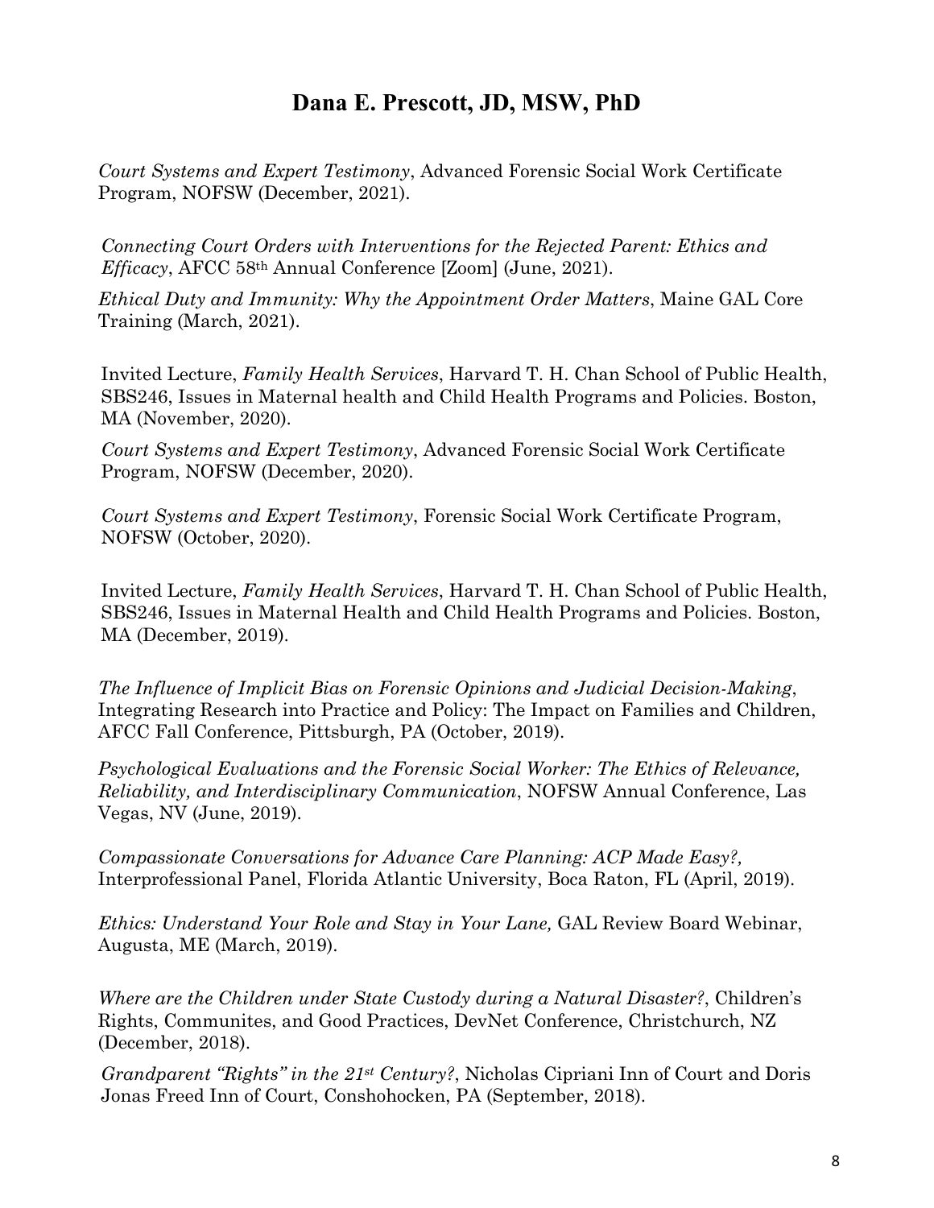## Dana E. Prescott, JD, MSW, PhD

*Court Systems and Expert Testimony*, Advanced Forensic Social Work Certificate Program, NOFSW (December, 2021).

*Connecting Court Orders with Interventions for the Rejected Parent: Ethics and Efficacy*, AFCC 58th Annual Conference [Zoom] (June, 2021).

*Ethical Duty and Immunity: Why the Appointment Order Matters*, Maine GAL Core Training (March, 2021).

Invited Lecture, *Family Health Services*, Harvard T. H. Chan School of Public Health, SBS246, Issues in Maternal health and Child Health Programs and Policies. Boston, MA (November, 2020).

*Court Systems and Expert Testimony*, Advanced Forensic Social Work Certificate Program, NOFSW (December, 2020).

*Court Systems and Expert Testimony*, Forensic Social Work Certificate Program, NOFSW (October, 2020).

Invited Lecture, *Family Health Services*, Harvard T. H. Chan School of Public Health, SBS246, Issues in Maternal Health and Child Health Programs and Policies. Boston, MA (December, 2019).

*The Influence of Implicit Bias on Forensic Opinions and Judicial Decision-Making*, Integrating Research into Practice and Policy: The Impact on Families and Children, AFCC Fall Conference, Pittsburgh, PA (October, 2019).

*Psychological Evaluations and the Forensic Social Worker: The Ethics of Relevance, Reliability, and Interdisciplinary Communication*, NOFSW Annual Conference, Las Vegas, NV (June, 2019).

*Compassionate Conversations for Advance Care Planning: ACP Made Easy?,* Interprofessional Panel, Florida Atlantic University, Boca Raton, FL (April, 2019).

*Ethics: Understand Your Role and Stay in Your Lane,* GAL Review Board Webinar, Augusta, ME (March, 2019).

*Where are the Children under State Custody during a Natural Disaster?*, Children's Rights, Communites, and Good Practices, DevNet Conference, Christchurch, NZ (December, 2018).

*Grandparent "Rights" in the 21st Century?*, Nicholas Cipriani Inn of Court and Doris Jonas Freed Inn of Court, Conshohocken, PA (September, 2018).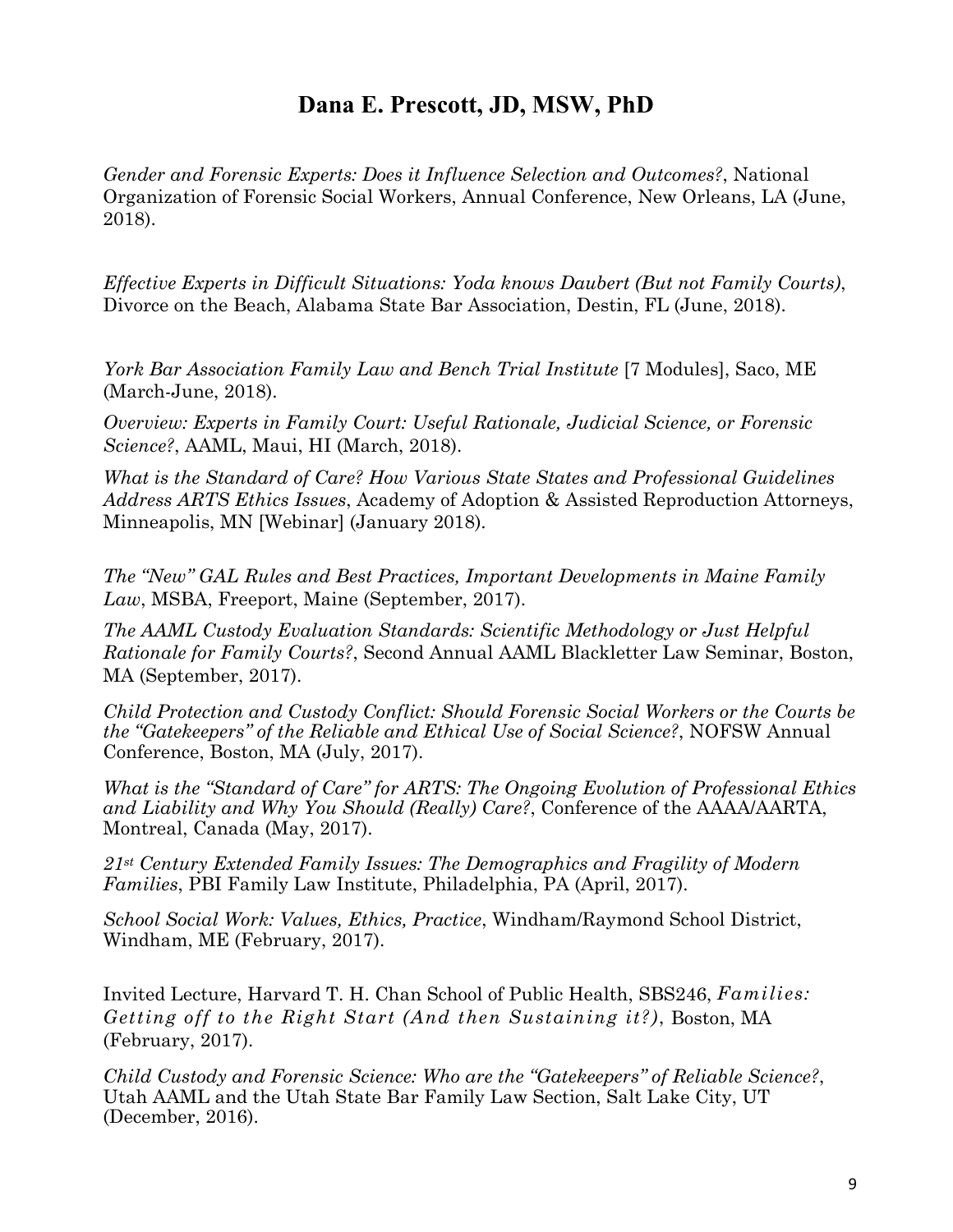# Dana E. Prescott, JD, MSW, PhD

*Gender and Forensic Experts: Does it Influence Selection and Outcomes?*, National Organization of Forensic Social Workers, Annual Conference, New Orleans, LA (June, 2018).

*Effective Experts in Difficult Situations: Yoda knows Daubert (But not Family Courts)*, Divorce on the Beach, Alabama State Bar Association, Destin, FL (June, 2018).

*York Bar Association Family Law and Bench Trial Institute* [7 Modules], Saco, ME (March-June, 2018).

*Overview: Experts in Family Court: Useful Rationale, Judicial Science, or Forensic Science?*, AAML, Maui, HI (March, 2018).

*What is the Standard of Care? How Various State States and Professional Guidelines Address ARTS Ethics Issues*, Academy of Adoption & Assisted Reproduction Attorneys, Minneapolis, MN [Webinar] (January 2018).

*The "New" GAL Rules and Best Practices, Important Developments in Maine Family Law*, MSBA, Freeport, Maine (September, 2017).

*The AAML Custody Evaluation Standards: Scientific Methodology or Just Helpful Rationale for Family Courts?*, Second Annual AAML Blackletter Law Seminar, Boston, MA (September, 2017).

*Child Protection and Custody Conflict: Should Forensic Social Workers or the Courts be the "Gatekeepers" of the Reliable and Ethical Use of Social Science?*, NOFSW Annual Conference, Boston, MA (July, 2017).

*What is the "Standard of Care" for ARTS: The Ongoing Evolution of Professional Ethics and Liability and Why You Should (Really) Care?*, Conference of the AAAA/AARTA, Montreal, Canada (May, 2017).

*21st Century Extended Family Issues: The Demographics and Fragility of Modern Families*, PBI Family Law Institute, Philadelphia, PA (April, 2017).

*School Social Work: Values, Ethics, Practice*, Windham/Raymond School District, Windham, ME (February, 2017).

Invited Lecture, Harvard T. H. Chan School of Public Health, SBS246, *Families: Getting off to the Right Start (And then Sustaining it?)*, Boston, MA (February, 2017).

*Child Custody and Forensic Science: Who are the "Gatekeepers" of Reliable Science?*, Utah AAML and the Utah State Bar Family Law Section, Salt Lake City, UT (December, 2016).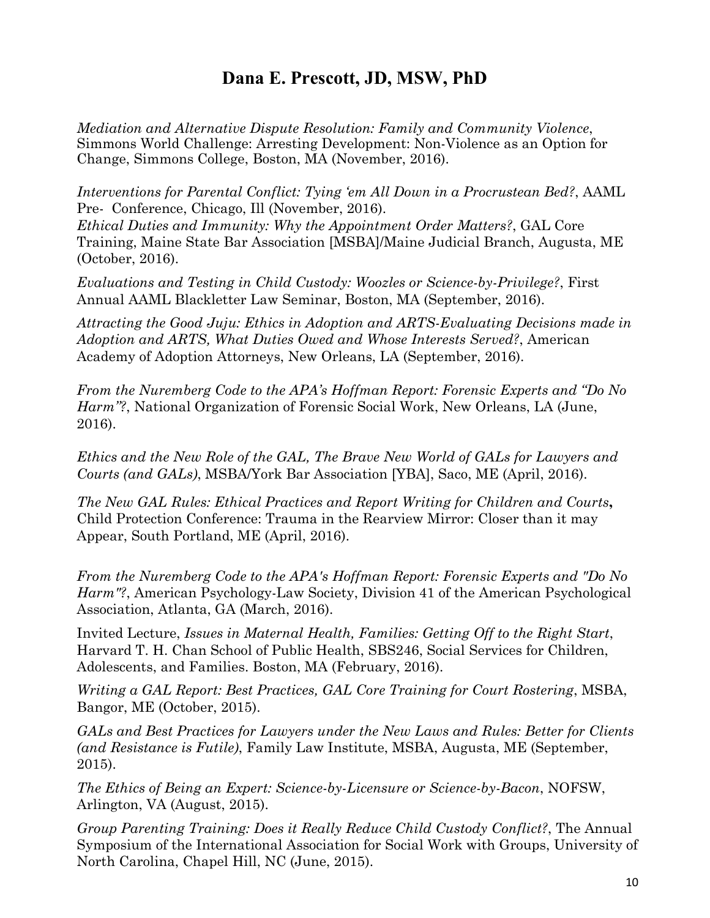## Dana E. Prescott, JD, MSW, PhD

*Mediation and Alternative Dispute Resolution: Family and Community Violence*, Simmons World Challenge: Arresting Development: Non-Violence as an Option for Change, Simmons College, Boston, MA (November, 2016).

*Interventions for Parental Conflict: Tying 'em All Down in a Procrustean Bed?*, AAML Pre- Conference, Chicago, Ill (November, 2016).

*Ethical Duties and Immunity: Why the Appointment Order Matters?*, GAL Core Training, Maine State Bar Association [MSBA]/Maine Judicial Branch, Augusta, ME (October, 2016).

*Evaluations and Testing in Child Custody: Woozles or Science-by-Privilege?*, First Annual AAML Blackletter Law Seminar, Boston, MA (September, 2016).

*Attracting the Good Juju: Ethics in Adoption and ARTS-Evaluating Decisions made in Adoption and ARTS, What Duties Owed and Whose Interests Served?*, American Academy of Adoption Attorneys, New Orleans, LA (September, 2016).

*From the Nuremberg Code to the APA's Hoffman Report: Forensic Experts and "Do No Harm"?*, National Organization of Forensic Social Work, New Orleans, LA (June, 2016).

*Ethics and the New Role of the GAL, The Brave New World of GALs for Lawyers and Courts (and GALs)*, MSBA/York Bar Association [YBA], Saco, ME (April, 2016).

*The New GAL Rules: Ethical Practices and Report Writing for Children and Courts***,** Child Protection Conference: Trauma in the Rearview Mirror: Closer than it may Appear, South Portland, ME (April, 2016).

*From the Nuremberg Code to the APA's Hoffman Report: Forensic Experts and "Do No Harm"?*, American Psychology-Law Society, Division 41 of the American Psychological Association, Atlanta, GA (March, 2016).

Invited Lecture, *Issues in Maternal Health, Families: Getting Off to the Right Start*, Harvard T. H. Chan School of Public Health, SBS246, Social Services for Children, Adolescents, and Families. Boston, MA (February, 2016).

*Writing a GAL Report: Best Practices, GAL Core Training for Court Rostering*, MSBA, Bangor, ME (October, 2015).

*GALs and Best Practices for Lawyers under the New Laws and Rules: Better for Clients (and Resistance is Futile)*, Family Law Institute, MSBA, Augusta, ME (September, 2015).

*The Ethics of Being an Expert: Science-by-Licensure or Science-by-Bacon*, NOFSW, Arlington, VA (August, 2015).

*Group Parenting Training: Does it Really Reduce Child Custody Conflict?*, The Annual Symposium of the International Association for Social Work with Groups, University of North Carolina, Chapel Hill, NC (June, 2015).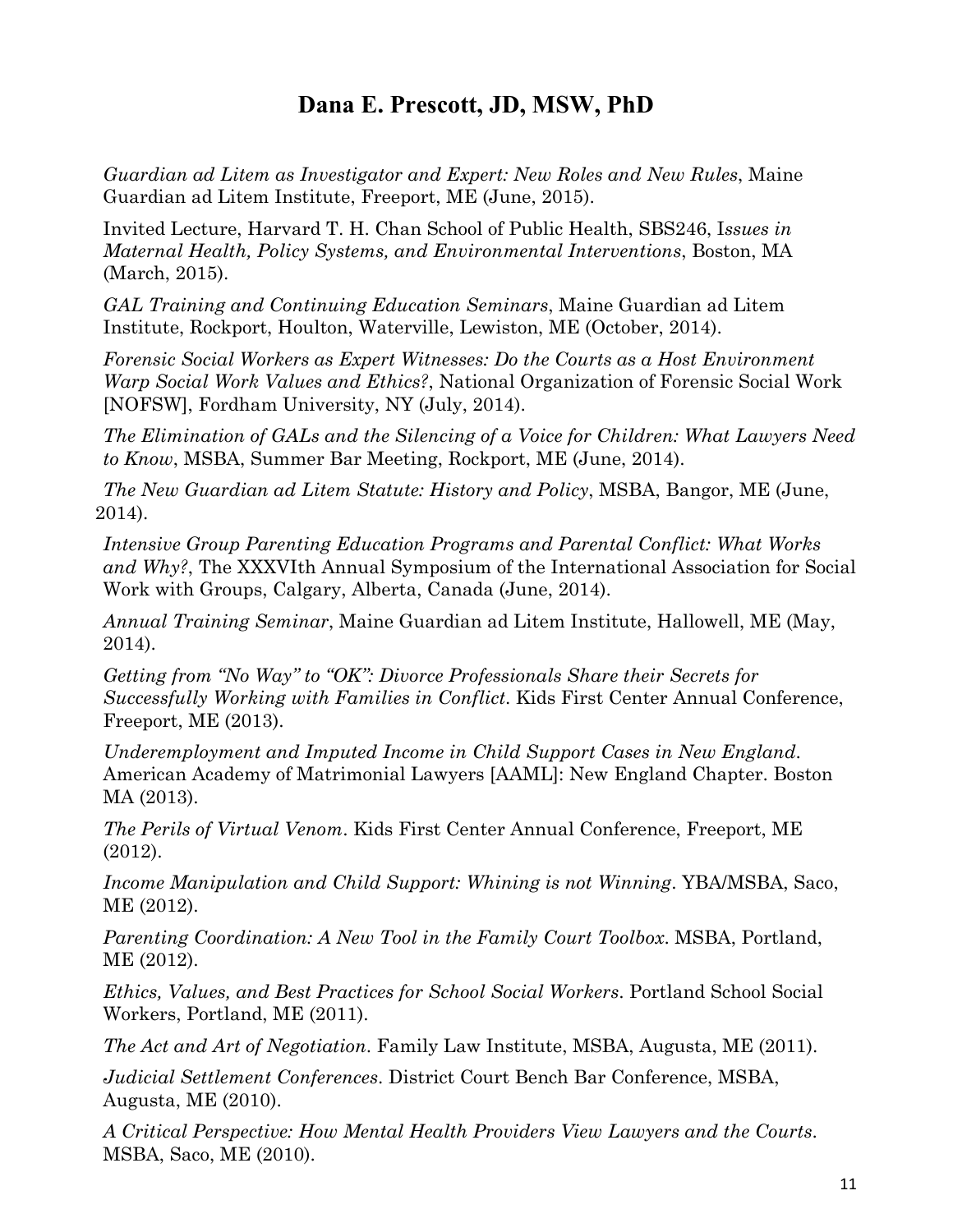# Dana E. Prescott, JD, MSW, PhD

*Guardian ad Litem as Investigator and Expert: New Roles and New Rules*, Maine Guardian ad Litem Institute, Freeport, ME (June, 2015).

Invited Lecture, Harvard T. H. Chan School of Public Health, SBS246, I*ssues in Maternal Health, Policy Systems, and Environmental Interventions*, Boston, MA (March, 2015).

*GAL Training and Continuing Education Seminars*, Maine Guardian ad Litem Institute, Rockport, Houlton, Waterville, Lewiston, ME (October, 2014).

*Forensic Social Workers as Expert Witnesses: Do the Courts as a Host Environment Warp Social Work Values and Ethics?*, National Organization of Forensic Social Work [NOFSW], Fordham University, NY (July, 2014).

*The Elimination of GALs and the Silencing of a Voice for Children: What Lawyers Need to Know*, MSBA, Summer Bar Meeting, Rockport, ME (June, 2014).

*The New Guardian ad Litem Statute: History and Policy*, MSBA, Bangor, ME (June, 2014).

*Intensive Group Parenting Education Programs and Parental Conflict: What Works and Why?*, The XXXVIth Annual Symposium of the International Association for Social Work with Groups, Calgary, Alberta, Canada (June, 2014).

*Annual Training Seminar*, Maine Guardian ad Litem Institute, Hallowell, ME (May, 2014).

*Getting from "No Way" to "OK": Divorce Professionals Share their Secrets for Successfully Working with Families in Conflict*. Kids First Center Annual Conference, Freeport, ME (2013).

*Underemployment and Imputed Income in Child Support Cases in New England*. American Academy of Matrimonial Lawyers [AAML]: New England Chapter. Boston MA (2013).

*The Perils of Virtual Venom*. Kids First Center Annual Conference, Freeport, ME (2012).

*Income Manipulation and Child Support: Whining is not Winning*. YBA/MSBA, Saco, ME (2012).

*Parenting Coordination: A New Tool in the Family Court Toolbox*. MSBA, Portland, ME (2012).

*Ethics, Values, and Best Practices for School Social Workers*. Portland School Social Workers, Portland, ME (2011).

*The Act and Art of Negotiation*. Family Law Institute, MSBA, Augusta, ME (2011).

*Judicial Settlement Conferences*. District Court Bench Bar Conference, MSBA, Augusta, ME (2010).

*A Critical Perspective: How Mental Health Providers View Lawyers and the Courts*. MSBA, Saco, ME (2010).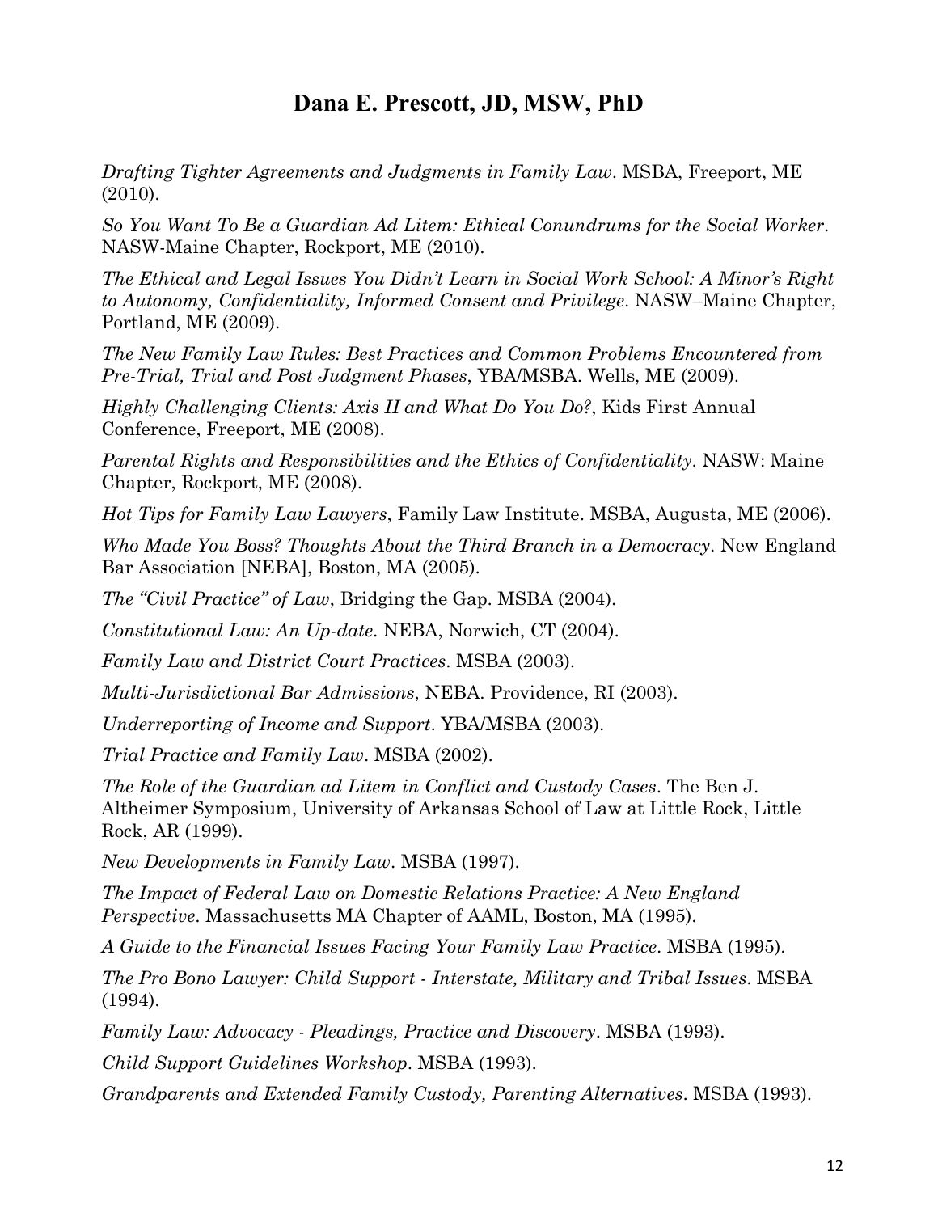## Dana E. Prescott, JD, MSW, PhD

*Drafting Tighter Agreements and Judgments in Family Law*. MSBA, Freeport, ME (2010).

*So You Want To Be a Guardian Ad Litem: Ethical Conundrums for the Social Worker*. NASW-Maine Chapter, Rockport, ME (2010).

*The Ethical and Legal Issues You Didn't Learn in Social Work School: A Minor's Right to Autonomy, Confidentiality, Informed Consent and Privilege*. NASW–Maine Chapter, Portland, ME (2009).

*The New Family Law Rules: Best Practices and Common Problems Encountered from Pre-Trial, Trial and Post Judgment Phases*, YBA/MSBA. Wells, ME (2009).

*Highly Challenging Clients: Axis II and What Do You Do?*, Kids First Annual Conference, Freeport, ME (2008).

*Parental Rights and Responsibilities and the Ethics of Confidentiality*. NASW: Maine Chapter, Rockport, ME (2008).

*Hot Tips for Family Law Lawyers*, Family Law Institute. MSBA, Augusta, ME (2006).

*Who Made You Boss? Thoughts About the Third Branch in a Democracy*. New England Bar Association [NEBA], Boston, MA (2005).

*The "Civil Practice" of Law*, Bridging the Gap. MSBA (2004).

*Constitutional Law: An Up-date*. NEBA, Norwich, CT (2004).

*Family Law and District Court Practices*. MSBA (2003).

*Multi-Jurisdictional Bar Admissions*, NEBA. Providence, RI (2003).

*Underreporting of Income and Support*. YBA/MSBA (2003).

*Trial Practice and Family Law*. MSBA (2002).

*The Role of the Guardian ad Litem in Conflict and Custody Cases*. The Ben J. Altheimer Symposium, University of Arkansas School of Law at Little Rock, Little Rock, AR (1999).

*New Developments in Family Law*. MSBA (1997).

*The Impact of Federal Law on Domestic Relations Practice: A New England Perspective*. Massachusetts MA Chapter of AAML, Boston, MA (1995).

*A Guide to the Financial Issues Facing Your Family Law Practice*. MSBA (1995).

*The Pro Bono Lawyer: Child Support - Interstate, Military and Tribal Issues*. MSBA (1994).

*Family Law: Advocacy - Pleadings, Practice and Discovery*. MSBA (1993).

*Child Support Guidelines Workshop*. MSBA (1993).

*Grandparents and Extended Family Custody, Parenting Alternatives*. MSBA (1993).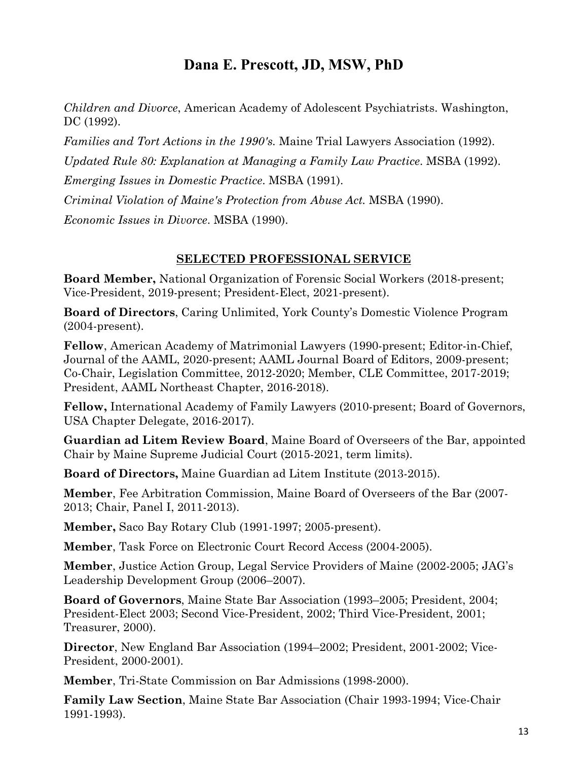# Dana E. Prescott, JD, MSW, PhD

*Children and Divorce*, American Academy of Adolescent Psychiatrists. Washington, DC (1992).

*Families and Tort Actions in the 1990's*. Maine Trial Lawyers Association (1992).

*Updated Rule 80: Explanation at Managing a Family Law Practice*. MSBA (1992).

*Emerging Issues in Domestic Practice*. MSBA (1991).

*Criminal Violation of Maine's Protection from Abuse Act.* MSBA (1990).

*Economic Issues in Divorce*. MSBA (1990).

## SELECTED PROFESSIONAL SERVICE

**Board Member,** National Organization of Forensic Social Workers (2018-present; Vice-President, 2019-present; President-Elect, 2021-present).

**Board of Directors**, Caring Unlimited, York County's Domestic Violence Program (2004-present).

**Fellow**, American Academy of Matrimonial Lawyers (1990-present; Editor-in-Chief, Journal of the AAML, 2020-present; AAML Journal Board of Editors, 2009-present; Co-Chair, Legislation Committee, 2012-2020; Member, CLE Committee, 2017-2019; President, AAML Northeast Chapter, 2016-2018).

**Fellow,** International Academy of Family Lawyers (2010-present; Board of Governors, USA Chapter Delegate, 2016-2017).

**Guardian ad Litem Review Board**, Maine Board of Overseers of the Bar, appointed Chair by Maine Supreme Judicial Court (2015-2021, term limits).

**Board of Directors,** Maine Guardian ad Litem Institute (2013-2015).

**Member**, Fee Arbitration Commission, Maine Board of Overseers of the Bar (2007-2013; Chair, Panel I, 2011-2013).

**Member,** Saco Bay Rotary Club (1991-1997; 2005-present).

**Member**, Task Force on Electronic Court Record Access (2004-2005).

**Member**, Justice Action Group, Legal Service Providers of Maine (2002-2005; JAG's Leadership Development Group (2006–2007).

**Board of Governors**, Maine State Bar Association (1993–2005; President, 2004; President-Elect 2003; Second Vice-President, 2002; Third Vice-President, 2001; Treasurer, 2000).

**Director**, New England Bar Association (1994–2002; President, 2001-2002; Vice-President, 2000-2001).

**Member**, Tri-State Commission on Bar Admissions (1998-2000).

**Family Law Section**, Maine State Bar Association (Chair 1993-1994; Vice-Chair 1991-1993).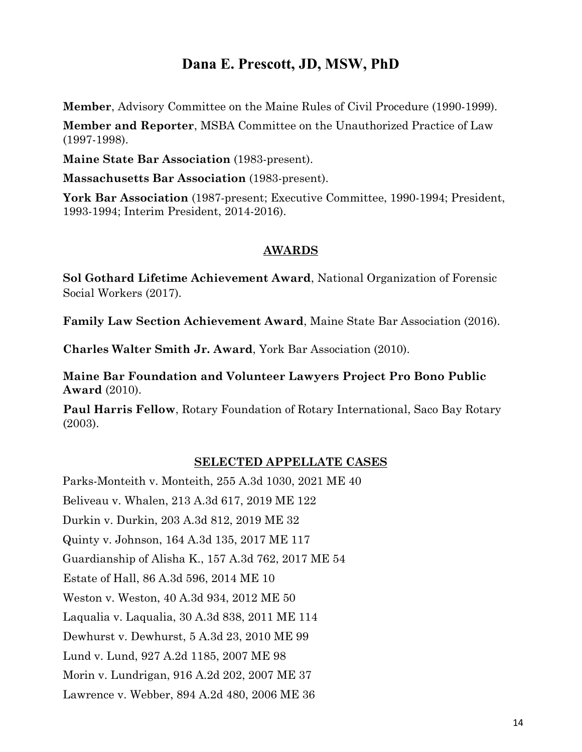# Dana E. Prescott, JD, MSW, PhD

**Member**, Advisory Committee on the Maine Rules of Civil Procedure (1990-1999).

**Member and Reporter**, MSBA Committee on the Unauthorized Practice of Law (1997-1998).

**Maine State Bar Association** (1983-present).

**Massachusetts Bar Association** (1983-present).

**York Bar Association** (1987-present; Executive Committee, 1990-1994; President, 1993-1994; Interim President, 2014-2016).

## AWARDS

**Sol Gothard Lifetime Achievement Award**, National Organization of Forensic Social Workers (2017).

**Family Law Section Achievement Award**, Maine State Bar Association (2016).

**Charles Walter Smith Jr. Award**, York Bar Association (2010).

**Maine Bar Foundation and Volunteer Lawyers Project Pro Bono Public Award** (2010).

**Paul Harris Fellow**, Rotary Foundation of Rotary International, Saco Bay Rotary (2003).

## SELECTED APPELLATE CASES

Parks-Monteith v. Monteith, 255 A.3d 1030, 2021 ME 40

Beliveau v. Whalen, 213 A.3d 617, 2019 ME 122

Durkin v. Durkin, 203 A.3d 812, 2019 ME 32

Quinty v. Johnson, 164 A.3d 135, 2017 ME 117

Guardianship of Alisha K., 157 A.3d 762, 2017 ME 54

Estate of Hall, 86 A.3d 596, 2014 ME 10

Weston v. Weston, 40 A.3d 934, 2012 ME 50

Laqualia v. Laqualia, 30 A.3d 838, 2011 ME 114

Dewhurst v. Dewhurst, 5 A.3d 23, 2010 ME 99

Lund v. Lund, 927 A.2d 1185, 2007 ME 98

Morin v. Lundrigan, 916 A.2d 202, 2007 ME 37

Lawrence v. Webber, 894 A.2d 480, 2006 ME 36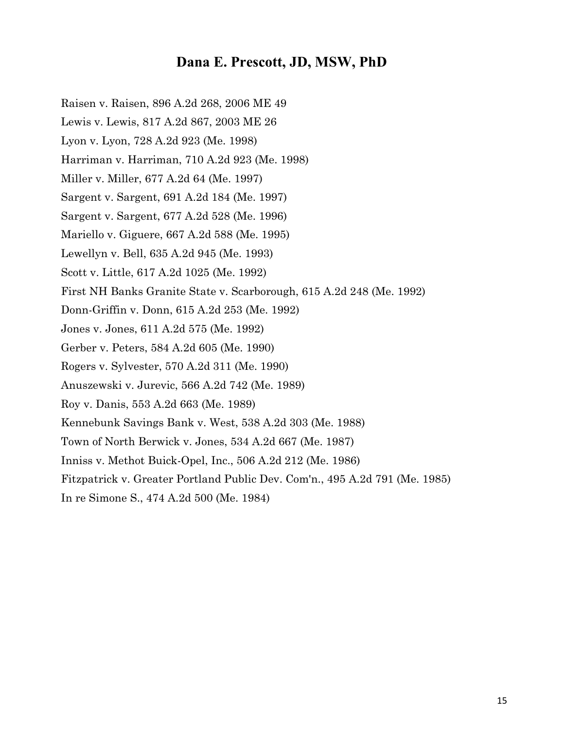# Dana E. Prescott, JD, MSW, PhD

Raisen v. Raisen, 896 A.2d 268, 2006 ME 49

Lewis v. Lewis, 817 A.2d 867, 2003 ME 26

Lyon v. Lyon, 728 A.2d 923 (Me. 1998)

Harriman v. Harriman, 710 A.2d 923 (Me. 1998)

Miller v. Miller, 677 A.2d 64 (Me. 1997)

Sargent v. Sargent, 691 A.2d 184 (Me. 1997)

Sargent v. Sargent, 677 A.2d 528 (Me. 1996)

Mariello v. Giguere, 667 A.2d 588 (Me. 1995)

Lewellyn v. Bell, 635 A.2d 945 (Me. 1993)

Scott v. Little, 617 A.2d 1025 (Me. 1992)

First NH Banks Granite State v. Scarborough, 615 A.2d 248 (Me. 1992)

Donn-Griffin v. Donn, 615 A.2d 253 (Me. 1992)

Jones v. Jones, 611 A.2d 575 (Me. 1992)

Gerber v. Peters, 584 A.2d 605 (Me. 1990)

Rogers v. Sylvester, 570 A.2d 311 (Me. 1990)

Anuszewski v. Jurevic, 566 A.2d 742 (Me. 1989)

Roy v. Danis, 553 A.2d 663 (Me. 1989)

Kennebunk Savings Bank v. West, 538 A.2d 303 (Me. 1988)

Town of North Berwick v. Jones, 534 A.2d 667 (Me. 1987)

Inniss v. Methot Buick-Opel, Inc., 506 A.2d 212 (Me. 1986)

Fitzpatrick v. Greater Portland Public Dev. Com'n., 495 A.2d 791 (Me. 1985)

In re Simone S., 474 A.2d 500 (Me. 1984)